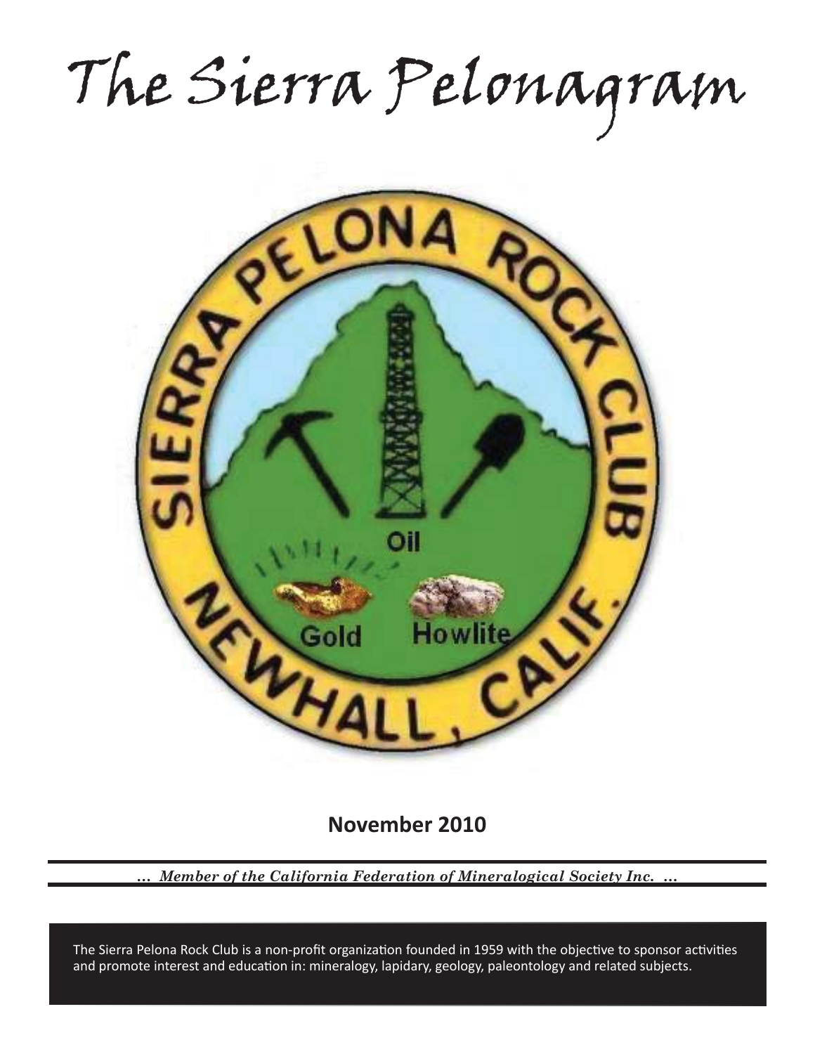# The Sierra Pelonagram

**November 2010**

*... Member of the California Federation of Mineralogical Society Inc. ...*

The Sierra Pelona Rock Club is a non-profit organization founded in 1959 with the objective to sponsor activities and promote interest and education in: mineralogy, lapidary, geology, paleontology and related subjects.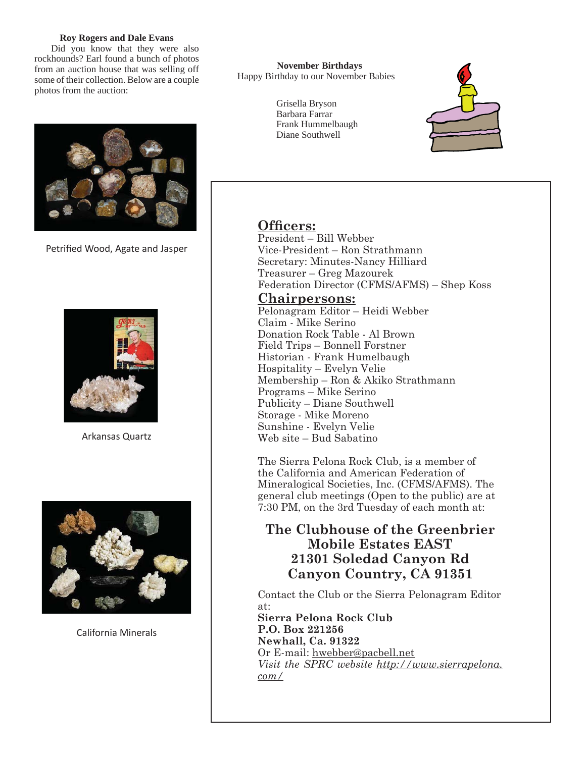**Roy Rogers and Dale Evans**

Did you know that they were also rockhounds? Earl found a bunch of photos from an auction house that was selling off some of their collection. Below are a couple photos from the auction:

Petrified Wood, Agate and Jasper

Arkansas Quartz

California Minerals

**November Birthdays**

Happy Birthday to our November Babies

Grisella Bryson
Barbara Farrar
Frank Hummelbaugh
Diane Southwell

## Officers:

President – Bill Webber
Vice-President – Ron Strathmann
Secretary: Minutes-Nancy Hilliard
Treasurer – Greg Mazourek
Federation Director (CFMS/AFMS) – Shep Koss

## Chairpersons:

Pelonagram Editor – Heidi Webber
Claim - Mike Serino
Donation Rock Table - Al Brown
Field Trips – Bonnell Forstner
Historian - Frank Humelbaugh
Hospitality – Evelyn Velie
Membership – Ron & Akiko Strathmann
Programs – Mike Serino
Publicity – Diane Southwell
Storage - Mike Moreno
Sunshine - Evelyn Velie
Web site – Bud Sabatino

The Sierra Pelona Rock Club, is a member of the California and American Federation of Mineralogical Societies, Inc. (CFMS/AFMS). The general club meetings (Open to the public) are at 7:30 PM, on the 3rd Tuesday of each month at:

**The Clubhouse of the Greenbrier Mobile Estates EAST
21301 Soledad Canyon Rd
Canyon Country, CA 91351**

Contact the Club or the Sierra Pelonagram Editor at:
**Sierra Pelona Rock Club
P.O. Box 221256
Newhall, Ca. 91322**
Or E-mail: hwebber@pacbell.net
*Visit the SPRC website http://www.sierrapelona.com/*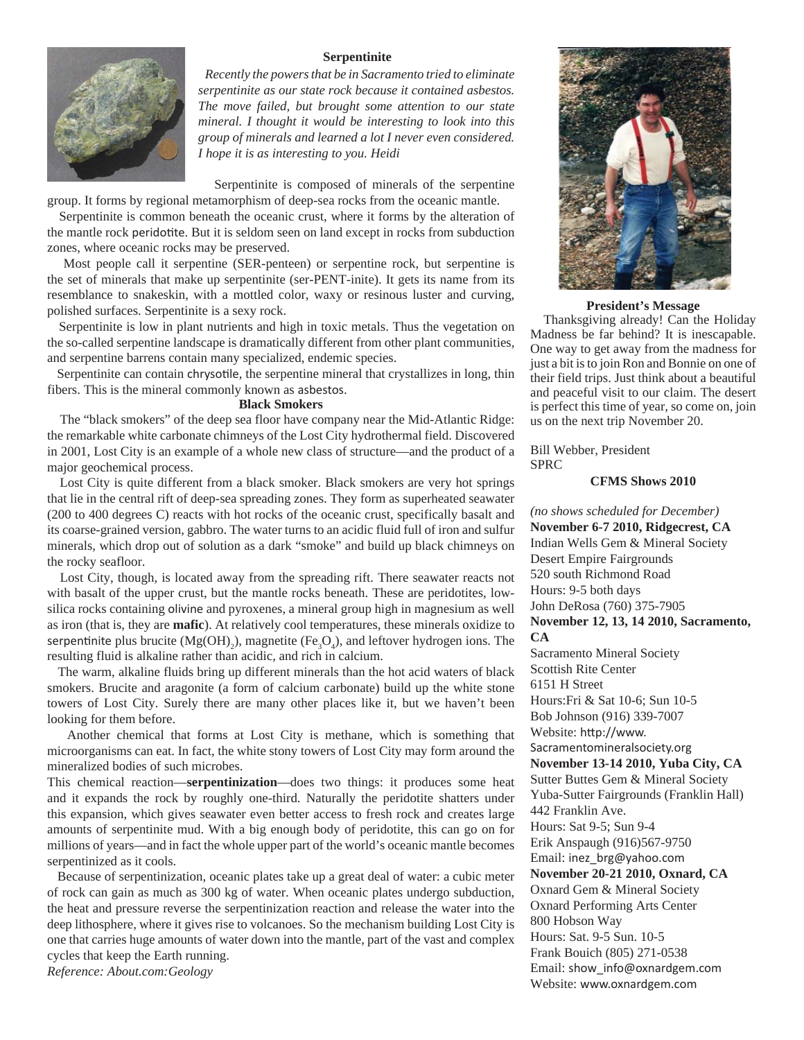## Serpentinite

*Recently the powers that be in Sacramento tried to eliminate serpentinite as our state rock because it contained asbestos. The move failed, but brought some attention to our state mineral. I thought it would be interesting to look into this group of minerals and learned a lot I never even considered. I hope it is as interesting to you. Heidi*

Serpentinite is composed of minerals of the serpentine group. It forms by regional metamorphism of deep-sea rocks from the oceanic mantle.

Serpentinite is common beneath the oceanic crust, where it forms by the alteration of the mantle rock peridotite. But it is seldom seen on land except in rocks from subduction zones, where oceanic rocks may be preserved.

Most people call it serpentine (SER-penteen) or serpentine rock, but serpentine is the set of minerals that make up serpentinite (ser-PENT-inite). It gets its name from its resemblance to snakeskin, with a mottled color, waxy or resinous luster and curving, polished surfaces. Serpentinite is a sexy rock.

Serpentinite is low in plant nutrients and high in toxic metals. Thus the vegetation on the so-called serpentine landscape is dramatically different from other plant communities, and serpentine barrens contain many specialized, endemic species.

Serpentinite can contain chrysotile, the serpentine mineral that crystallizes in long, thin fibers. This is the mineral commonly known as asbestos.

## Black Smokers

The "black smokers" of the deep sea floor have company near the Mid-Atlantic Ridge: the remarkable white carbonate chimneys of the Lost City hydrothermal field. Discovered in 2001, Lost City is an example of a whole new class of structure—and the product of a major geochemical process.

Lost City is quite different from a black smoker. Black smokers are very hot springs that lie in the central rift of deep-sea spreading zones. They form as superheated seawater (200 to 400 degrees C) reacts with hot rocks of the oceanic crust, specifically basalt and its coarse-grained version, gabbro. The water turns to an acidic fluid full of iron and sulfur minerals, which drop out of solution as a dark "smoke" and build up black chimneys on the rocky seafloor.

Lost City, though, is located away from the spreading rift. There seawater reacts not with basalt of the upper crust, but the mantle rocks beneath. These are peridotites, low-silica rocks containing olivine and pyroxenes, a mineral group high in magnesium as well as iron (that is, they are **mafic**). At relatively cool temperatures, these minerals oxidize to serpentinite plus brucite ($Mg(OH)_2$), magnetite ($Fe_3O_4$), and leftover hydrogen ions. The resulting fluid is alkaline rather than acidic, and rich in calcium.

The warm, alkaline fluids bring up different minerals than the hot acid waters of black smokers. Brucite and aragonite (a form of calcium carbonate) build up the white stone towers of Lost City. Surely there are many other places like it, but we haven't been looking for them before.

Another chemical that forms at Lost City is methane, which is something that microorganisms can eat. In fact, the white stony towers of Lost City may form around the mineralized bodies of such microbes.

This chemical reaction—**serpentinization**—does two things: it produces some heat and it expands the rock by roughly one-third. Naturally the peridotite shatters under this expansion, which gives seawater even better access to fresh rock and creates large amounts of serpentinite mud. With a big enough body of peridotite, this can go on for millions of years—and in fact the whole upper part of the world's oceanic mantle becomes serpentinized as it cools.

Because of serpentinization, oceanic plates take up a great deal of water: a cubic meter of rock can gain as much as 300 kg of water. When oceanic plates undergo subduction, the heat and pressure reverse the serpentinization reaction and release the water into the deep lithosphere, where it gives rise to volcanoes. So the mechanism building Lost City is one that carries huge amounts of water down into the mantle, part of the vast and complex cycles that keep the Earth running.

*Reference: About.com:Geology*

## President's Message

Thanksgiving already! Can the Holiday Madness be far behind? It is inescapable. One way to get away from the madness for just a bit is to join Ron and Bonnie on one of their field trips. Just think about a beautiful and peaceful visit to our claim. The desert is perfect this time of year, so come on, join us on the next trip November 20.

Bill Webber, President
SPRC

## CFMS Shows 2010

*(no shows scheduled for December)*

**November 6-7 2010, Ridgecrest, CA**
Indian Wells Gem & Mineral Society
Desert Empire Fairgrounds
520 south Richmond Road
Hours: 9-5 both days
John DeRosa (760) 375-7905

**November 12, 13, 14 2010, Sacramento, CA**
Sacramento Mineral Society
Scottish Rite Center
6151 H Street
Hours:Fri & Sat 10-6; Sun 10-5
Bob Johnson (916) 339-7007
Website: http://www.Sacramentomineralsociety.org

**November 13-14 2010, Yuba City, CA**
Sutter Buttes Gem & Mineral Society
Yuba-Sutter Fairgrounds (Franklin Hall)
442 Franklin Ave.
Hours: Sat 9-5; Sun 9-4
Erik Anspaugh (916)567-9750
Email: inez_brg@yahoo.com

**November 20-21 2010, Oxnard, CA**
Oxnard Gem & Mineral Society
Oxnard Performing Arts Center
800 Hobson Way
Hours: Sat. 9-5 Sun. 10-5
Frank Bouich (805) 271-0538
Email: show_info@oxnardgem.com
Website: www.oxnardgem.com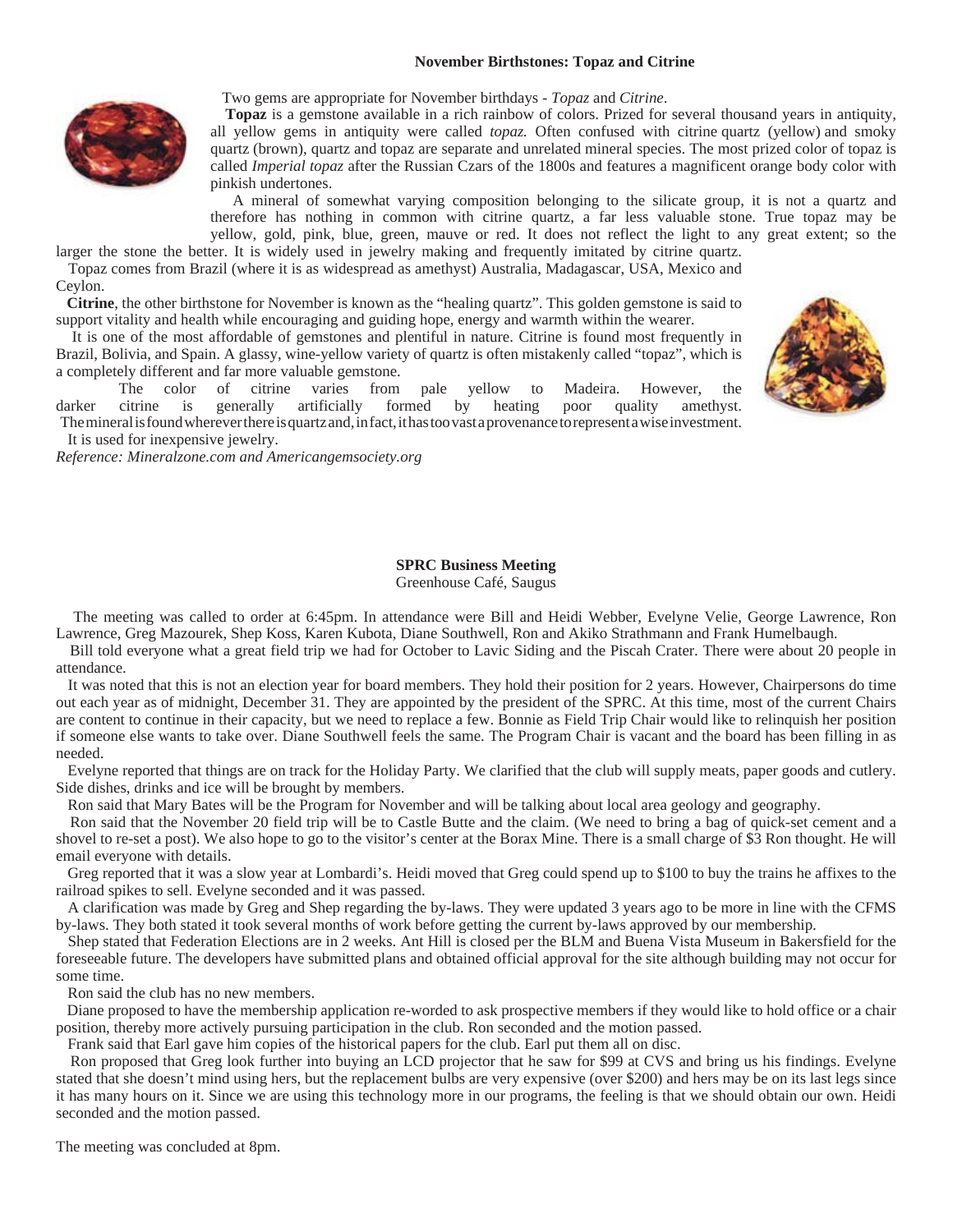### November Birthstones: Topaz and Citrine

Two gems are appropriate for November birthdays - *Topaz* and *Citrine*.

**Topaz** is a gemstone available in a rich rainbow of colors. Prized for several thousand years in antiquity, all yellow gems in antiquity were called *topaz.* Often confused with citrine quartz (yellow) and smoky quartz (brown), quartz and topaz are separate and unrelated mineral species. The most prized color of topaz is called *Imperial topaz* after the Russian Czars of the 1800s and features a magnificent orange body color with pinkish undertones.

A mineral of somewhat varying composition belonging to the silicate group, it is not a quartz and therefore has nothing in common with citrine quartz, a far less valuable stone. True topaz may be yellow, gold, pink, blue, green, mauve or red. It does not reflect the light to any great extent; so the larger the stone the better. It is widely used in jewelry making and frequently imitated by citrine quartz.

Topaz comes from Brazil (where it is as widespread as amethyst) Australia, Madagascar, USA, Mexico and Ceylon.

**Citrine**, the other birthstone for November is known as the "healing quartz". This golden gemstone is said to support vitality and health while encouraging and guiding hope, energy and warmth within the wearer.

It is one of the most affordable of gemstones and plentiful in nature. Citrine is found most frequently in Brazil, Bolivia, and Spain. A glassy, wine-yellow variety of quartz is often mistakenly called "topaz", which is a completely different and far more valuable gemstone.

The color of citrine varies from pale yellow to Madeira. However, the darker citrine is generally artificially formed by heating poor quality amethyst. The mineral is found wherever there is quartz and, in fact, it has too vast a provenance to represent a wise investment. It is used for inexpensive jewelry.

*Reference: Mineralzone.com and Americangemsociety.org*

### SPRC Business Meeting

Greenhouse Café, Saugus

The meeting was called to order at 6:45pm. In attendance were Bill and Heidi Webber, Evelyne Velie, George Lawrence, Ron Lawrence, Greg Mazourek, Shep Koss, Karen Kubota, Diane Southwell, Ron and Akiko Strathmann and Frank Humelbaugh.

Bill told everyone what a great field trip we had for October to Lavic Siding and the Piscah Crater. There were about 20 people in attendance.

It was noted that this is not an election year for board members. They hold their position for 2 years. However, Chairpersons do time out each year as of midnight, December 31. They are appointed by the president of the SPRC. At this time, most of the current Chairs are content to continue in their capacity, but we need to replace a few. Bonnie as Field Trip Chair would like to relinquish her position if someone else wants to take over. Diane Southwell feels the same. The Program Chair is vacant and the board has been filling in as needed.

Evelyne reported that things are on track for the Holiday Party. We clarified that the club will supply meats, paper goods and cutlery. Side dishes, drinks and ice will be brought by members.

Ron said that Mary Bates will be the Program for November and will be talking about local area geology and geography.

Ron said that the November 20 field trip will be to Castle Butte and the claim. (We need to bring a bag of quick-set cement and a shovel to re-set a post). We also hope to go to the visitor's center at the Borax Mine. There is a small charge of $3 Ron thought. He will email everyone with details.

Greg reported that it was a slow year at Lombardi's. Heidi moved that Greg could spend up to $100 to buy the trains he affixes to the railroad spikes to sell. Evelyne seconded and it was passed.

A clarification was made by Greg and Shep regarding the by-laws. They were updated 3 years ago to be more in line with the CFMS by-laws. They both stated it took several months of work before getting the current by-laws approved by our membership.

Shep stated that Federation Elections are in 2 weeks. Ant Hill is closed per the BLM and Buena Vista Museum in Bakersfield for the foreseeable future. The developers have submitted plans and obtained official approval for the site although building may not occur for some time.

Ron said the club has no new members.

Diane proposed to have the membership application re-worded to ask prospective members if they would like to hold office or a chair position, thereby more actively pursuing participation in the club. Ron seconded and the motion passed.

Frank said that Earl gave him copies of the historical papers for the club. Earl put them all on disc.

Ron proposed that Greg look further into buying an LCD projector that he saw for $99 at CVS and bring us his findings. Evelyne stated that she doesn't mind using hers, but the replacement bulbs are very expensive (over $200) and hers may be on its last legs since it has many hours on it. Since we are using this technology more in our programs, the feeling is that we should obtain our own. Heidi seconded and the motion passed.

The meeting was concluded at 8pm.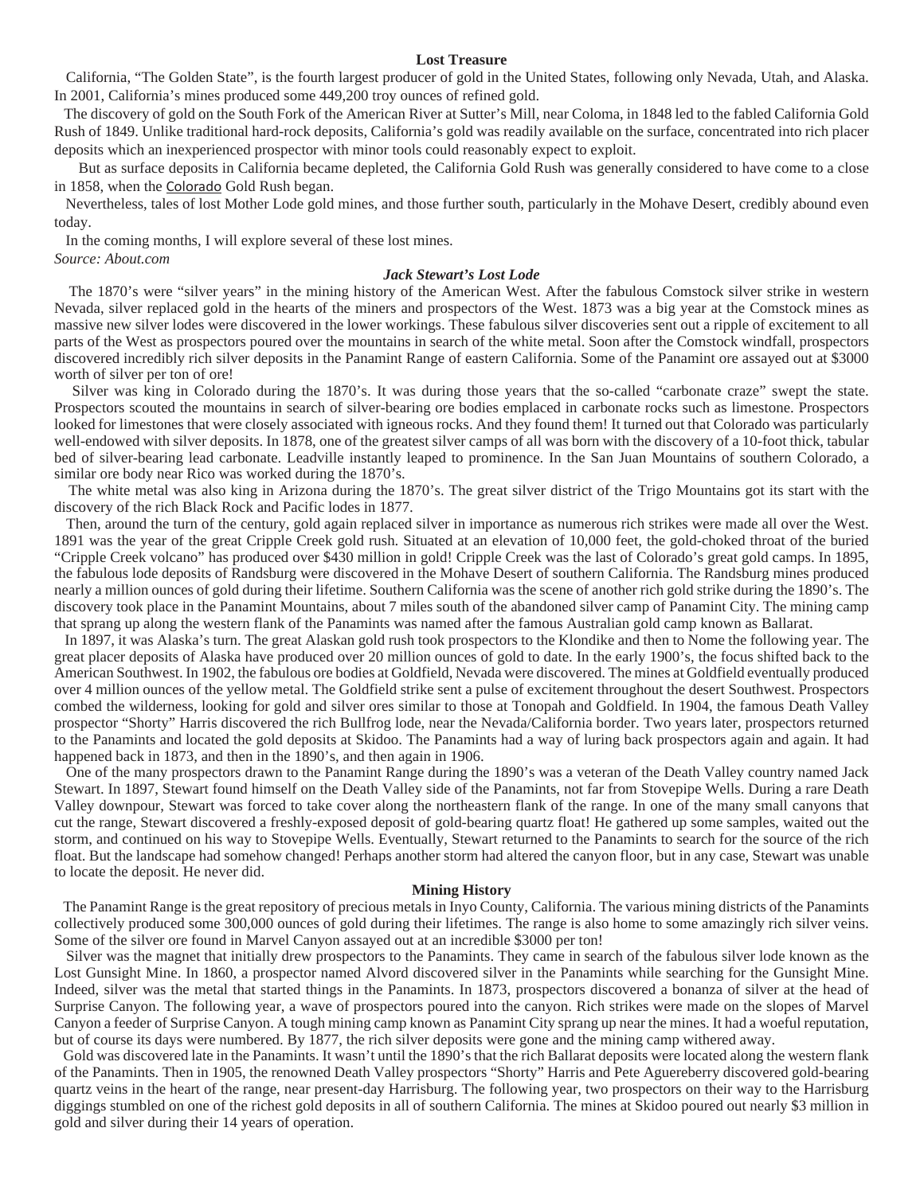## Lost Treasure

California, "The Golden State", is the fourth largest producer of gold in the United States, following only Nevada, Utah, and Alaska. In 2001, California's mines produced some 449,200 troy ounces of refined gold.

The discovery of gold on the South Fork of the American River at Sutter's Mill, near Coloma, in 1848 led to the fabled California Gold Rush of 1849. Unlike traditional hard-rock deposits, California's gold was readily available on the surface, concentrated into rich placer deposits which an inexperienced prospector with minor tools could reasonably expect to exploit.

But as surface deposits in California became depleted, the California Gold Rush was generally considered to have come to a close in 1858, when the Colorado Gold Rush began.

Nevertheless, tales of lost Mother Lode gold mines, and those further south, particularly in the Mohave Desert, credibly abound even today.

In the coming months, I will explore several of these lost mines.

*Source: About.com*

### *Jack Stewart's Lost Lode*

The 1870's were "silver years" in the mining history of the American West. After the fabulous Comstock silver strike in western Nevada, silver replaced gold in the hearts of the miners and prospectors of the West. 1873 was a big year at the Comstock mines as massive new silver lodes were discovered in the lower workings. These fabulous silver discoveries sent out a ripple of excitement to all parts of the West as prospectors poured over the mountains in search of the white metal. Soon after the Comstock windfall, prospectors discovered incredibly rich silver deposits in the Panamint Range of eastern California. Some of the Panamint ore assayed out at $3000 worth of silver per ton of ore!

Silver was king in Colorado during the 1870's. It was during those years that the so-called "carbonate craze" swept the state. Prospectors scouted the mountains in search of silver-bearing ore bodies emplaced in carbonate rocks such as limestone. Prospectors looked for limestones that were closely associated with igneous rocks. And they found them! It turned out that Colorado was particularly well-endowed with silver deposits. In 1878, one of the greatest silver camps of all was born with the discovery of a 10-foot thick, tabular bed of silver-bearing lead carbonate. Leadville instantly leaped to prominence. In the San Juan Mountains of southern Colorado, a similar ore body near Rico was worked during the 1870's.

The white metal was also king in Arizona during the 1870's. The great silver district of the Trigo Mountains got its start with the discovery of the rich Black Rock and Pacific lodes in 1877.

Then, around the turn of the century, gold again replaced silver in importance as numerous rich strikes were made all over the West. 1891 was the year of the great Cripple Creek gold rush. Situated at an elevation of 10,000 feet, the gold-choked throat of the buried "Cripple Creek volcano" has produced over $430 million in gold! Cripple Creek was the last of Colorado's great gold camps. In 1895, the fabulous lode deposits of Randsburg were discovered in the Mohave Desert of southern California. The Randsburg mines produced nearly a million ounces of gold during their lifetime. Southern California was the scene of another rich gold strike during the 1890's. The discovery took place in the Panamint Mountains, about 7 miles south of the abandoned silver camp of Panamint City. The mining camp that sprang up along the western flank of the Panamints was named after the famous Australian gold camp known as Ballarat.

In 1897, it was Alaska's turn. The great Alaskan gold rush took prospectors to the Klondike and then to Nome the following year. The great placer deposits of Alaska have produced over 20 million ounces of gold to date. In the early 1900's, the focus shifted back to the American Southwest. In 1902, the fabulous ore bodies at Goldfield, Nevada were discovered. The mines at Goldfield eventually produced over 4 million ounces of the yellow metal. The Goldfield strike sent a pulse of excitement throughout the desert Southwest. Prospectors combed the wilderness, looking for gold and silver ores similar to those at Tonopah and Goldfield. In 1904, the famous Death Valley prospector "Shorty" Harris discovered the rich Bullfrog lode, near the Nevada/California border. Two years later, prospectors returned to the Panamints and located the gold deposits at Skidoo. The Panamints had a way of luring back prospectors again and again. It had happened back in 1873, and then in the 1890's, and then again in 1906.

One of the many prospectors drawn to the Panamint Range during the 1890's was a veteran of the Death Valley country named Jack Stewart. In 1897, Stewart found himself on the Death Valley side of the Panamints, not far from Stovepipe Wells. During a rare Death Valley downpour, Stewart was forced to take cover along the northeastern flank of the range. In one of the many small canyons that cut the range, Stewart discovered a freshly-exposed deposit of gold-bearing quartz float! He gathered up some samples, waited out the storm, and continued on his way to Stovepipe Wells. Eventually, Stewart returned to the Panamints to search for the source of the rich float. But the landscape had somehow changed! Perhaps another storm had altered the canyon floor, but in any case, Stewart was unable to locate the deposit. He never did.

### Mining History

The Panamint Range is the great repository of precious metals in Inyo County, California. The various mining districts of the Panamints collectively produced some 300,000 ounces of gold during their lifetimes. The range is also home to some amazingly rich silver veins. Some of the silver ore found in Marvel Canyon assayed out at an incredible $3000 per ton!

Silver was the magnet that initially drew prospectors to the Panamints. They came in search of the fabulous silver lode known as the Lost Gunsight Mine. In 1860, a prospector named Alvord discovered silver in the Panamints while searching for the Gunsight Mine. Indeed, silver was the metal that started things in the Panamints. In 1873, prospectors discovered a bonanza of silver at the head of Surprise Canyon. The following year, a wave of prospectors poured into the canyon. Rich strikes were made on the slopes of Marvel Canyon a feeder of Surprise Canyon. A tough mining camp known as Panamint City sprang up near the mines. It had a woeful reputation, but of course its days were numbered. By 1877, the rich silver deposits were gone and the mining camp withered away.

Gold was discovered late in the Panamints. It wasn't until the 1890's that the rich Ballarat deposits were located along the western flank of the Panamints. Then in 1905, the renowned Death Valley prospectors "Shorty" Harris and Pete Aguereberry discovered gold-bearing quartz veins in the heart of the range, near present-day Harrisburg. The following year, two prospectors on their way to the Harrisburg diggings stumbled on one of the richest gold deposits in all of southern California. The mines at Skidoo poured out nearly $3 million in gold and silver during their 14 years of operation.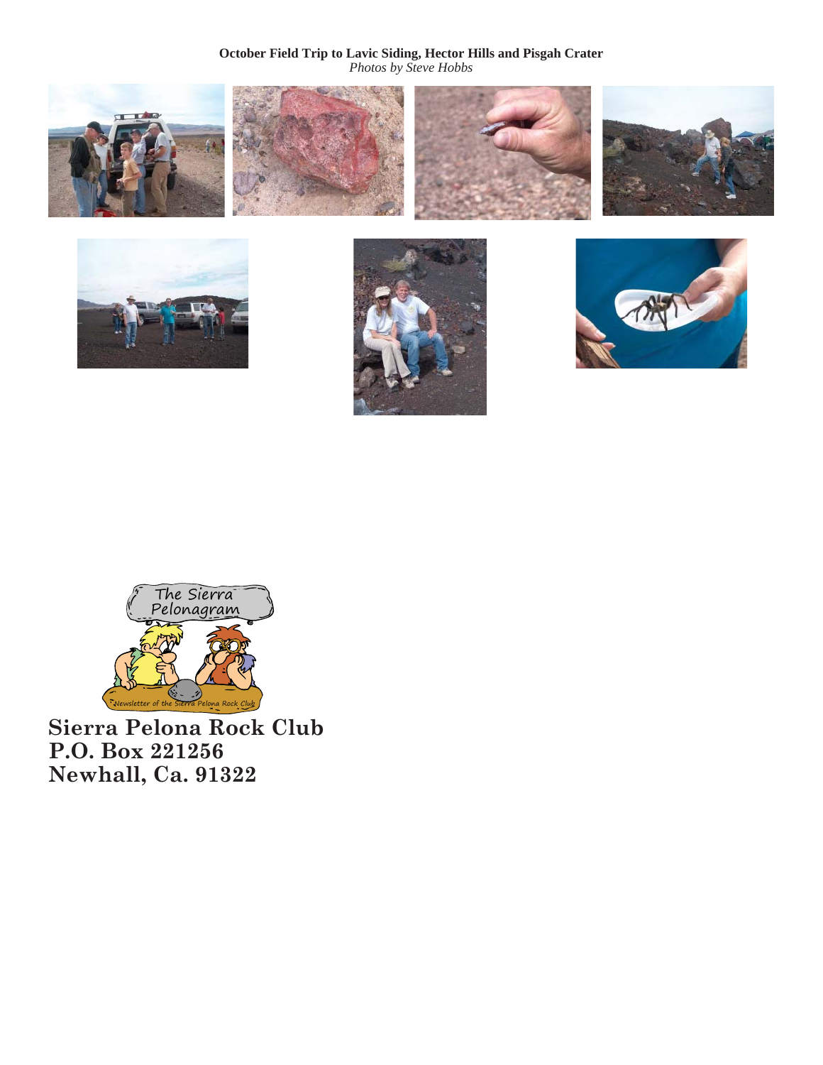**October Field Trip to Lavic Siding, Hector Hills and Pisgah Crater**
*Photos by Steve Hobbs*

**Sierra Pelona Rock Club**
**P.O. Box 221256**
**Newhall, Ca. 91322**